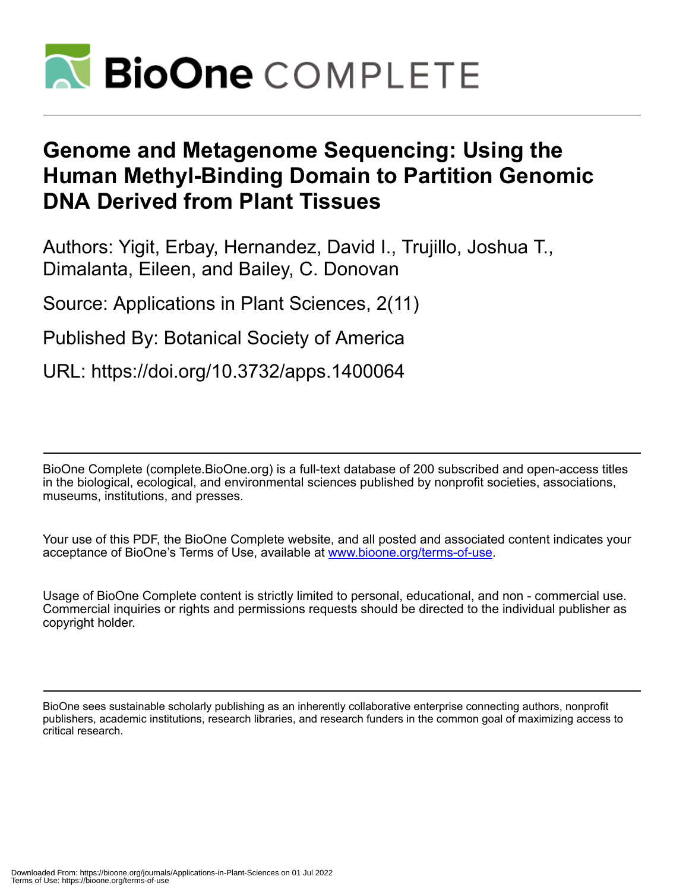# Genome and Metagenome Sequencing: Using the Human Methyl-Binding Domain to Partition Genomic DNA Derived from Plant Tissues

Authors: Yigit, Erbay, Hernandez, David I., Trujillo, Joshua T., Dimalanta, Eileen, and Bailey, C. Donovan

Source: Applications in Plant Sciences, 2(11)

Published By: Botanical Society of America

URL: https://doi.org/10.3732/apps.1400064

---

BioOne Complete (complete.BioOne.org) is a full-text database of 200 subscribed and open-access titles in the biological, ecological, and environmental sciences published by nonprofit societies, associations, museums, institutions, and presses.

Your use of this PDF, the BioOne Complete website, and all posted and associated content indicates your acceptance of BioOne's Terms of Use, available at www.bioone.org/terms-of-use.

Usage of BioOne Complete content is strictly limited to personal, educational, and non - commercial use. Commercial inquiries or rights and permissions requests should be directed to the individual publisher as copyright holder.

---

BioOne sees sustainable scholarly publishing as an inherently collaborative enterprise connecting authors, nonprofit publishers, academic institutions, research libraries, and research funders in the common goal of maximizing access to critical research.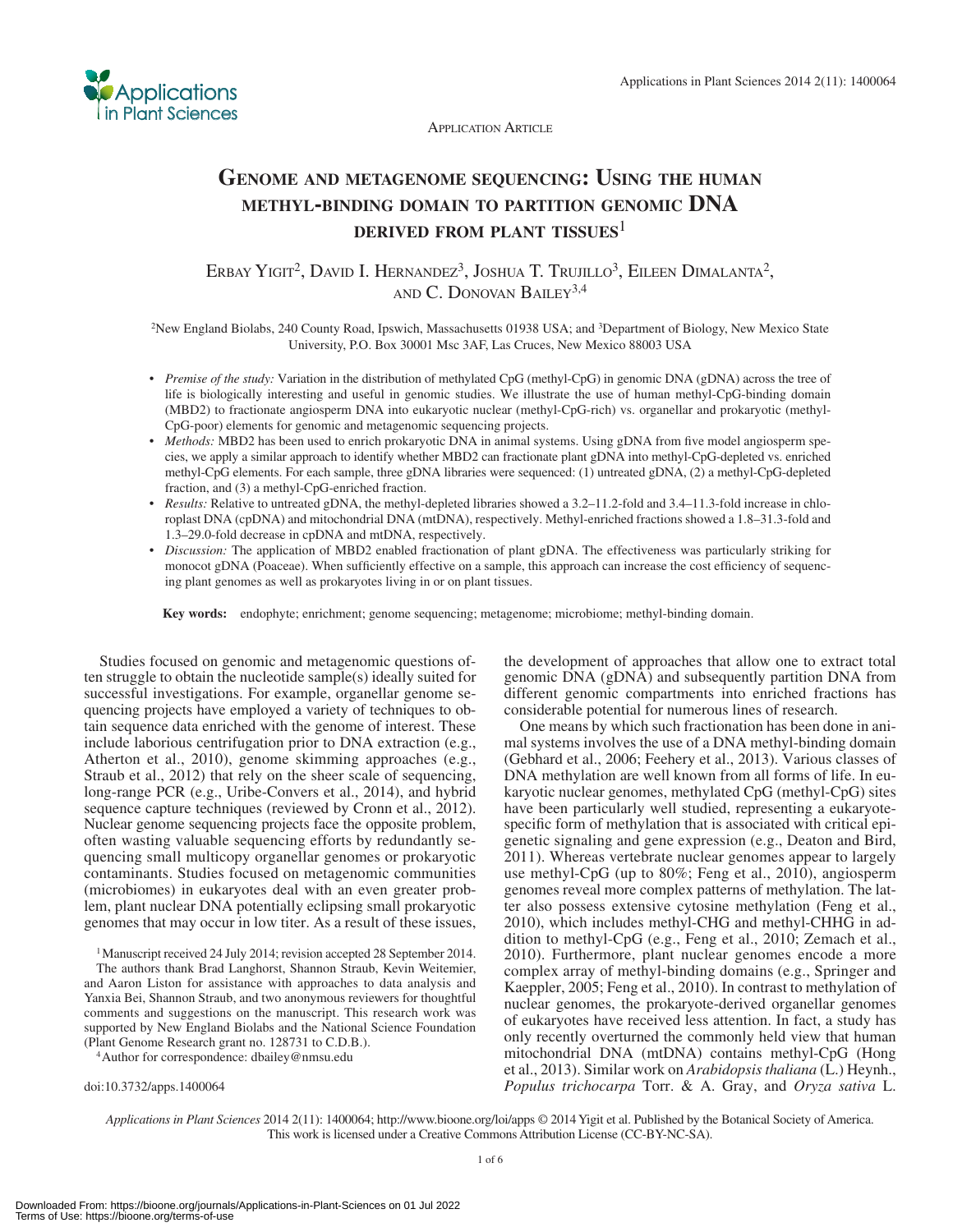Application Article

# Genome and metagenome sequencing: Using the human methyl-binding domain to partition genomic DNA derived from plant tissues[1]

Erbay Yigit[2], David I. Hernandez[3], Joshua T. Trujillo[3], Eileen Dimalanta[2], and C. Donovan Bailey[3,4]

[2]New England Biolabs, 240 County Road, Ipswich, Massachusetts 01938 USA; and [3]Department of Biology, New Mexico State University, P.O. Box 30001 Msc 3AF, Las Cruces, New Mexico 88003 USA

- *Premise of the study:* Variation in the distribution of methylated CpG (methyl-CpG) in genomic DNA (gDNA) across the tree of life is biologically interesting and useful in genomic studies. We illustrate the use of human methyl-CpG-binding domain (MBD2) to fractionate angiosperm DNA into eukaryotic nuclear (methyl-CpG-rich) vs. organellar and prokaryotic (methyl-CpG-poor) elements for genomic and metagenomic sequencing projects.
- *Methods:* MBD2 has been used to enrich prokaryotic DNA in animal systems. Using gDNA from five model angiosperm species, we apply a similar approach to identify whether MBD2 can fractionate plant gDNA into methyl-CpG-depleted vs. enriched methyl-CpG elements. For each sample, three gDNA libraries were sequenced: (1) untreated gDNA, (2) a methyl-CpG-depleted fraction, and (3) a methyl-CpG-enriched fraction.
- *Results:* Relative to untreated gDNA, the methyl-depleted libraries showed a 3.2–11.2-fold and 3.4–11.3-fold increase in chloroplast DNA (cpDNA) and mitochondrial DNA (mtDNA), respectively. Methyl-enriched fractions showed a 1.8–31.3-fold and 1.3–29.0-fold decrease in cpDNA and mtDNA, respectively.
- *Discussion:* The application of MBD2 enabled fractionation of plant gDNA. The effectiveness was particularly striking for monocot gDNA (Poaceae). When sufficiently effective on a sample, this approach can increase the cost efficiency of sequencing plant genomes as well as prokaryotes living in or on plant tissues.

**Key words:** endophyte; enrichment; genome sequencing; metagenome; microbiome; methyl-binding domain.

Studies focused on genomic and metagenomic questions often struggle to obtain the nucleotide sample(s) ideally suited for successful investigations. For example, organellar genome sequencing projects have employed a variety of techniques to obtain sequence data enriched with the genome of interest. These include laborious centrifugation prior to DNA extraction (e.g., Atherton et al., 2010), genome skimming approaches (e.g., Straub et al., 2012) that rely on the sheer scale of sequencing, long-range PCR (e.g., Uribe-Convers et al., 2014), and hybrid sequence capture techniques (reviewed by Cronn et al., 2012). Nuclear genome sequencing projects face the opposite problem, often wasting valuable sequencing efforts by redundantly sequencing small multicopy organellar genomes or prokaryotic contaminants. Studies focused on metagenomic communities (microbiomes) in eukaryotes deal with an even greater problem, plant nuclear DNA potentially eclipsing small prokaryotic genomes that may occur in low titer. As a result of these issues, the development of approaches that allow one to extract total genomic DNA (gDNA) and subsequently partition DNA from different genomic compartments into enriched fractions has considerable potential for numerous lines of research.

One means by which such fractionation has been done in animal systems involves the use of a DNA methyl-binding domain (Gebhard et al., 2006; Feehery et al., 2013). Various classes of DNA methylation are well known from all forms of life. In eukaryotic nuclear genomes, methylated CpG (methyl-CpG) sites have been particularly well studied, representing a eukaryote-specific form of methylation that is associated with critical epigenetic signaling and gene expression (e.g., Deaton and Bird, 2011). Whereas vertebrate nuclear genomes appear to largely use methyl-CpG (up to 80%; Feng et al., 2010), angiosperm genomes reveal more complex patterns of methylation. The latter also possess extensive cytosine methylation (Feng et al., 2010), which includes methyl-CHG and methyl-CHHG in addition to methyl-CpG (e.g., Feng et al., 2010; Zemach et al., 2010). Furthermore, plant nuclear genomes encode a more complex array of methyl-binding domains (e.g., Springer and Kaeppler, 2005; Feng et al., 2010). In contrast to methylation of nuclear genomes, the prokaryote-derived organellar genomes of eukaryotes have received less attention. In fact, a study has only recently overturned the commonly held view that human mitochondrial DNA (mtDNA) contains methyl-CpG (Hong et al., 2013). Similar work on *Arabidopsis thaliana* (L.) Heynh., *Populus trichocarpa* Torr. & A. Gray, and *Oryza sativa* L.

[1]Manuscript received 24 July 2014; revision accepted 28 September 2014.

The authors thank Brad Langhorst, Shannon Straub, Kevin Weitemier, and Aaron Liston for assistance with approaches to data analysis and Yanxia Bei, Shannon Straub, and two anonymous reviewers for thoughtful comments and suggestions on the manuscript. This research work was supported by New England Biolabs and the National Science Foundation (Plant Genome Research grant no. 128731 to C.D.B.).

[4]Author for correspondence: dbailey@nmsu.edu

doi:10.3732/apps.1400064

*Applications in Plant Sciences* 2014 2(11): 1400064; http://www.bioone.org/loi/apps © 2014 Yigit et al. Published by the Botanical Society of America. This work is licensed under a Creative Commons Attribution License (CC-BY-NC-SA).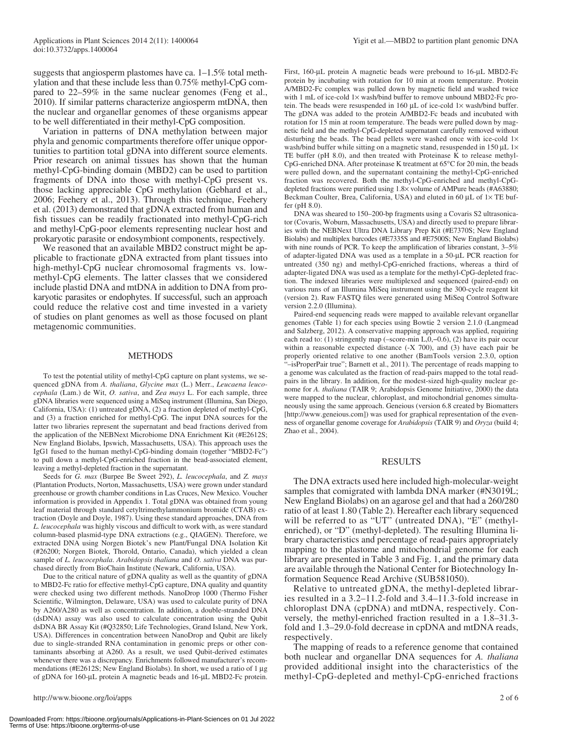suggests that angiosperm plastomes have ca. 1–1.5% total methylation and that these include less than 0.75% methyl-CpG compared to 22–59% in the same nuclear genomes (Feng et al., 2010). If similar patterns characterize angiosperm mtDNA, then the nuclear and organellar genomes of these organisms appear to be well differentiated in their methyl-CpG composition.

Variation in patterns of DNA methylation between major phyla and genomic compartments therefore offer unique opportunities to partition total gDNA into different source elements. Prior research on animal tissues has shown that the human methyl-CpG-binding domain (MBD2) can be used to partition fragments of DNA into those with methyl-CpG present vs. those lacking appreciable CpG methylation (Gebhard et al., 2006; Feehery et al., 2013). Through this technique, Feehery et al. (2013) demonstrated that gDNA extracted from human and fish tissues can be readily fractionated into methyl-CpG-rich and methyl-CpG-poor elements representing nuclear host and prokaryotic parasite or endosymbiont components, respectively.

We reasoned that an available MBD2 construct might be applicable to fractionate gDNA extracted from plant tissues into high-methyl-CpG nuclear chromosomal fragments vs. low-methyl-CpG elements. The latter classes that we considered include plastid DNA and mtDNA in addition to DNA from prokaryotic parasites or endophytes. If successful, such an approach could reduce the relative cost and time invested in a variety of studies on plant genomes as well as those focused on plant metagenomic communities.

## METHODS

To test the potential utility of methyl-CpG capture on plant systems, we sequenced gDNA from *A. thaliana*, *Glycine max* (L.) Merr., *Leucaena leucocephala* (Lam.) de Wit, *O. sativa*, and *Zea mays* L. For each sample, three gDNA libraries were sequenced using a MiSeq instrument (Illumina, San Diego, California, USA): (1) untreated gDNA, (2) a fraction depleted of methyl-CpG, and (3) a fraction enriched for methyl-CpG. The input DNA sources for the latter two libraries represent the supernatant and bead fractions derived from the application of the NEBNext Microbiome DNA Enrichment Kit (#E2612S; New England Biolabs, Ipswich, Massachusetts, USA). This approach uses the IgG1 fused to the human methyl-CpG-binding domain (together "MBD2-Fc") to pull down a methyl-CpG-enriched fraction in the bead-associated element, leaving a methyl-depleted fraction in the supernatant.

Seeds for *G. max* (Burpee Be Sweet 292), *L. leucocephala*, and *Z. mays* (Plantation Products, Norton, Massachusetts, USA) were grown under standard greenhouse or growth chamber conditions in Las Cruces, New Mexico. Voucher information is provided in Appendix 1. Total gDNA was obtained from young leaf material through standard cetyltrimethylammonium bromide (CTAB) extraction (Doyle and Doyle, 1987). Using these standard approaches, DNA from *L. leucocephala* was highly viscous and difficult to work with, as were standard column-based plasmid-type DNA extractions (e.g., QIAGEN). Therefore, we extracted DNA using Norgen Biotek's new Plant/Fungal DNA Isolation Kit (#26200; Norgen Biotek, Thorold, Ontario, Canada), which yielded a clean sample of *L. leucocephala*. *Arabidopsis thaliana* and *O. sativa* DNA was purchased directly from BioChain Institute (Newark, California, USA).

Due to the critical nature of gDNA quality as well as the quantity of gDNA to MBD2-Fc ratio for effective methyl-CpG capture, DNA quality and quantity were checked using two different methods. NanoDrop 1000 (Thermo Fisher Scientific, Wilmington, Delaware, USA) was used to calculate purity of DNA by A260/A280 as well as concentration. In addition, a double-stranded DNA (dsDNA) assay was also used to calculate concentration using the Qubit dsDNA BR Assay Kit (#Q32850; Life Technologies, Grand Island, New York, USA). Differences in concentration between NanoDrop and Qubit are likely due to single-stranded RNA contamination in genomic preps or other contaminants absorbing at A260. As a result, we used Qubit-derived estimates whenever there was a discrepancy. Enrichments followed manufacturer's recommendations (#E2612S; New England Biolabs). In short, we used a ratio of 1 μg of gDNA for 160-μL protein A magnetic beads and 16-μL MBD2-Fc protein. First, 160-μL protein A magnetic beads were prebound to 16-μL MBD2-Fc protein by incubating with rotation for 10 min at room temperature. Protein A/MBD2-Fc complex was pulled down by magnetic field and washed twice with 1 mL of ice-cold 1× wash/bind buffer to remove unbound MBD2-Fc protein. The beads were resuspended in 160 μL of ice-cold 1× wash/bind buffer. The gDNA was added to the protein A/MBD2-Fc beads and incubated with rotation for 15 min at room temperature. The beads were pulled down by magnetic field and the methyl-CpG-depleted supernatant carefully removed without disturbing the beads. The bead pellets were washed once with ice-cold 1× wash/bind buffer while sitting on a magnetic stand, resuspended in 150 μL 1× TE buffer (pH 8.0), and then treated with Proteinase K to release methyl-CpG-enriched DNA. After proteinase K treatment at 65°C for 20 min, the beads were pulled down, and the supernatant containing the methyl-CpG-enriched fraction was recovered. Both the methyl-CpG-enriched and methyl-CpG-depleted fractions were purified using 1.8× volume of AMPure beads (#A63880; Beckman Coulter, Brea, California, USA) and eluted in 60 μL of 1× TE buffer (pH 8.0).

DNA was sheared to 150–200-bp fragments using a Covaris S2 ultrasonicator (Covaris, Woburn, Massachusetts, USA) and directly used to prepare libraries with the NEBNext Ultra DNA Library Prep Kit (#E7370S; New England Biolabs) and multiplex barcodes (#E7335S and #E7500S; New England Biolabs) with nine rounds of PCR. To keep the amplification of libraries constant, 3–5% of adapter-ligated DNA was used as a template in a 50-μL PCR reaction for untreated (350 ng) and methyl-CpG-enriched fractions, whereas a third of adapter-ligated DNA was used as a template for the methyl-CpG-depleted fraction. The indexed libraries were multiplexed and sequenced (paired-end) on various runs of an Illumina MiSeq instrument using the 300-cycle reagent kit (version 2). Raw FASTQ files were generated using MiSeq Control Software version 2.2.0 (Illumina).

Paired-end sequencing reads were mapped to available relevant organellar genomes (Table 1) for each species using Bowtie 2 version 2.1.0 (Langmead and Salzberg, 2012). A conservative mapping approach was applied, requiring each read to: (1) stringently map (–score-min L,0,–0.6), (2) have its pair occur within a reasonable expected distance (-X 700), and (3) have each pair be properly oriented relative to one another (BamTools version 2.3.0, option "–isProperPair true"; Barnett et al., 2011). The percentage of reads mapping to a genome was calculated as the fraction of read-pairs mapped to the total read-pairs in the library. In addition, for the modest-sized high-quality nuclear genome for *A. thaliana* (TAIR 9; Arabidopsis Genome Initiative, 2000) the data were mapped to the nuclear, chloroplast, and mitochondrial genomes simultaneously using the same approach. Geneious (version 6.8 created by Biomatters [http://www.geneious.com]) was used for graphical representation of the evenness of organellar genome coverage for *Arabidopsis* (TAIR 9) and *Oryza* (build 4; Zhao et al., 2004).

## RESULTS

The DNA extracts used here included high-molecular-weight samples that comigrated with lambda DNA marker (#N3019L; New England Biolabs) on an agarose gel and that had a 260/280 ratio of at least 1.80 (Table 2). Hereafter each library sequenced will be referred to as "UT" (untreated DNA), "E" (methyl-enriched), or "D" (methyl-depleted). The resulting Illumina library characteristics and percentage of read-pairs appropriately mapping to the plastome and mitochondrial genome for each library are presented in Table 3 and Fig. 1, and the primary data are available through the National Center for Biotechnology Information Sequence Read Archive (SUB581050).

Relative to untreated gDNA, the methyl-depleted libraries resulted in a 3.2–11.2-fold and 3.4–11.3-fold increase in chloroplast DNA (cpDNA) and mtDNA, respectively. Conversely, the methyl-enriched fraction resulted in a 1.8–31.3-fold and 1.3–29.0-fold decrease in cpDNA and mtDNA reads, respectively.

The mapping of reads to a reference genome that contained both nuclear and organellar DNA sequences for *A. thaliana* provided additional insight into the characteristics of the methyl-CpG-depleted and methyl-CpG-enriched fractions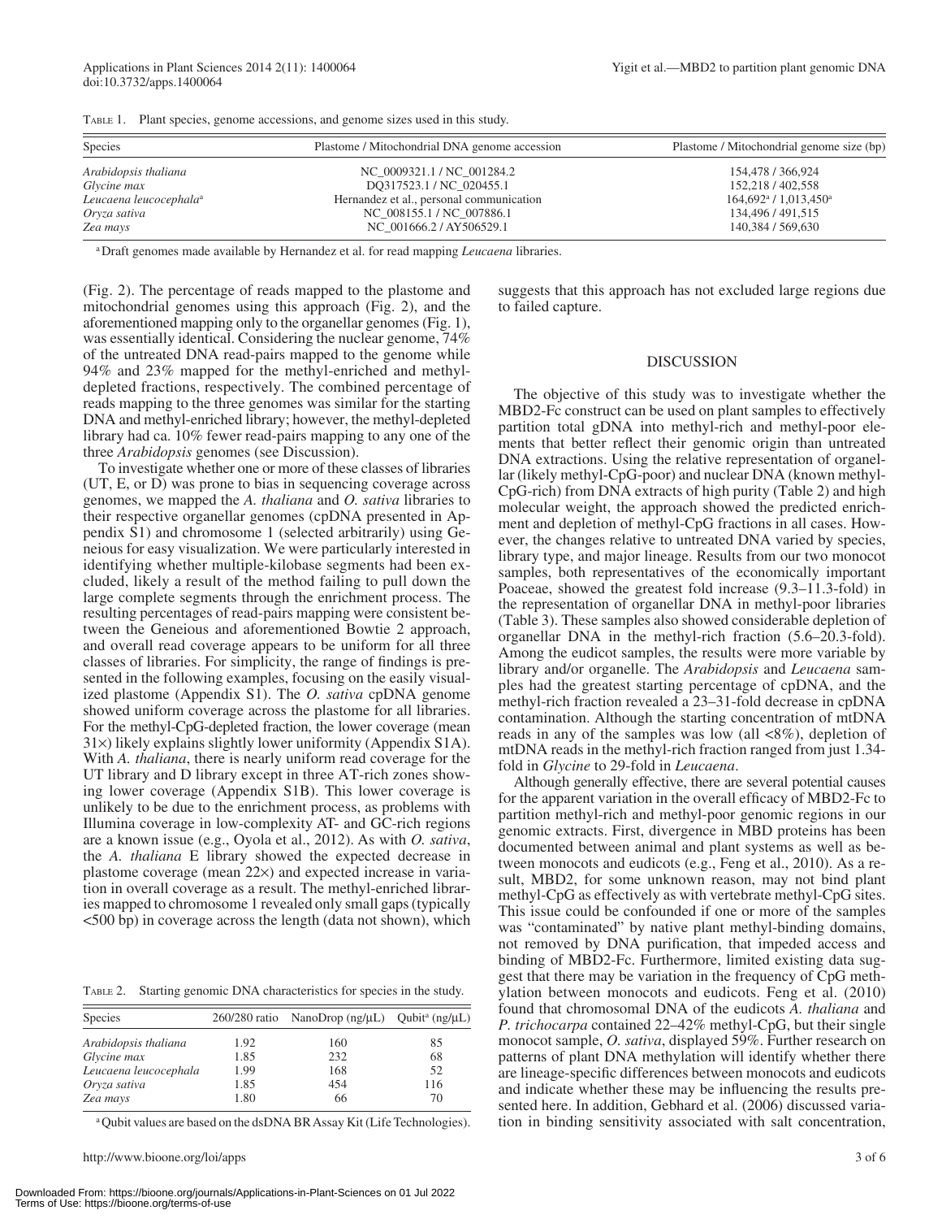TABLE 1. Plant species, genome accessions, and genome sizes used in this study.

| Species | Plastome / Mitochondrial DNA genome accession | Plastome / Mitochondrial genome size (bp) |
|---|---|---|
| *Arabidopsis thaliana* | NC_0009321.1 / NC_001284.2 | 154,478 / 366,924 |
| *Glycine max* | DQ317523.1 / NC_020455.1 | 152,218 / 402,558 |
| *Leucaena leucocephala*[a] | Hernandez et al., personal communication | 164,692[a] / 1,013,450[a] |
| *Oryza sativa* | NC_008155.1 / NC_007886.1 | 134,496 / 491,515 |
| *Zea mays* | NC_001666.2 / AY506529.1 | 140,384 / 569,630 |

[a] Draft genomes made available by Hernandez et al. for read mapping *Leucaena* libraries.

(Fig. 2). The percentage of reads mapped to the plastome and mitochondrial genomes using this approach (Fig. 2), and the aforementioned mapping only to the organellar genomes (Fig. 1), was essentially identical. Considering the nuclear genome, 74% of the untreated DNA read-pairs mapped to the genome while 94% and 23% mapped for the methyl-enriched and methyl-depleted fractions, respectively. The combined percentage of reads mapping to the three genomes was similar for the starting DNA and methyl-enriched library; however, the methyl-depleted library had ca. 10% fewer read-pairs mapping to any one of the three *Arabidopsis* genomes (see Discussion).

To investigate whether one or more of these classes of libraries (UT, E, or D) was prone to bias in sequencing coverage across genomes, we mapped the *A. thaliana* and *O. sativa* libraries to their respective organellar genomes (cpDNA presented in Appendix S1) and chromosome 1 (selected arbitrarily) using Geneious for easy visualization. We were particularly interested in identifying whether multiple-kilobase segments had been excluded, likely a result of the method failing to pull down the large complete segments through the enrichment process. The resulting percentages of read-pairs mapping were consistent between the Geneious and aforementioned Bowtie 2 approach, and overall read coverage appears to be uniform for all three classes of libraries. For simplicity, the range of findings is presented in the following examples, focusing on the easily visualized plastome (Appendix S1). The *O. sativa* cpDNA genome showed uniform coverage across the plastome for all libraries. For the methyl-CpG-depleted fraction, the lower coverage (mean 31×) likely explains slightly lower uniformity (Appendix S1A). With *A. thaliana*, there is nearly uniform read coverage for the UT library and D library except in three AT-rich zones showing lower coverage (Appendix S1B). This lower coverage is unlikely to be due to the enrichment process, as problems with Illumina coverage in low-complexity AT- and GC-rich regions are a known issue (e.g., Oyola et al., 2012). As with *O. sativa*, the *A. thaliana* E library showed the expected decrease in plastome coverage (mean 22×) and expected increase in variation in overall coverage as a result. The methyl-enriched libraries mapped to chromosome 1 revealed only small gaps (typically <500 bp) in coverage across the length (data not shown), which suggests that this approach has not excluded large regions due to failed capture.

TABLE 2. Starting genomic DNA characteristics for species in the study.

| Species | 260/280 ratio | NanoDrop (ng/μL) | Qubit[a] (ng/μL) |
|---|---|---|---|
| *Arabidopsis thaliana* | 1.92 | 160 | 85 |
| *Glycine max* | 1.85 | 232 | 68 |
| *Leucaena leucocephala* | 1.99 | 168 | 52 |
| *Oryza sativa* | 1.85 | 454 | 116 |
| *Zea mays* | 1.80 | 66 | 70 |

[a] Qubit values are based on the dsDNA BR Assay Kit (Life Technologies).

## DISCUSSION

The objective of this study was to investigate whether the MBD2-Fc construct can be used on plant samples to effectively partition total gDNA into methyl-rich and methyl-poor elements that better reflect their genomic origin than untreated DNA extractions. Using the relative representation of organellar (likely methyl-CpG-poor) and nuclear DNA (known methyl-CpG-rich) from DNA extracts of high purity (Table 2) and high molecular weight, the approach showed the predicted enrichment and depletion of methyl-CpG fractions in all cases. However, the changes relative to untreated DNA varied by species, library type, and major lineage. Results from our two monocot samples, both representatives of the economically important Poaceae, showed the greatest fold increase (9.3–11.3-fold) in the representation of organellar DNA in methyl-poor libraries (Table 3). These samples also showed considerable depletion of organellar DNA in the methyl-rich fraction (5.6–20.3-fold). Among the eudicot samples, the results were more variable by library and/or organelle. The *Arabidopsis* and *Leucaena* samples had the greatest starting percentage of cpDNA, and the methyl-rich fraction revealed a 23–31-fold decrease in cpDNA contamination. Although the starting concentration of mtDNA reads in any of the samples was low (all <8%), depletion of mtDNA reads in the methyl-rich fraction ranged from just 1.34-fold in *Glycine* to 29-fold in *Leucaena*.

Although generally effective, there are several potential causes for the apparent variation in the overall efficacy of MBD2-Fc to partition methyl-rich and methyl-poor genomic regions in our genomic extracts. First, divergence in MBD proteins has been documented between animal and plant systems as well as between monocots and eudicots (e.g., Feng et al., 2010). As a result, MBD2, for some unknown reason, may not bind plant methyl-CpG as effectively as with vertebrate methyl-CpG sites. This issue could be confounded if one or more of the samples was "contaminated" by native plant methyl-binding domains, not removed by DNA purification, that impeded access and binding of MBD2-Fc. Furthermore, limited existing data suggest that there may be variation in the frequency of CpG methylation between monocots and eudicots. Feng et al. (2010) found that chromosomal DNA of the eudicots *A. thaliana* and *P. trichocarpa* contained 22–42% methyl-CpG, but their single monocot sample, *O. sativa*, displayed 59%. Further research on patterns of plant DNA methylation will identify whether there are lineage-specific differences between monocots and eudicots and indicate whether these may be influencing the results presented here. In addition, Gebhard et al. (2006) discussed variation in binding sensitivity associated with salt concentration,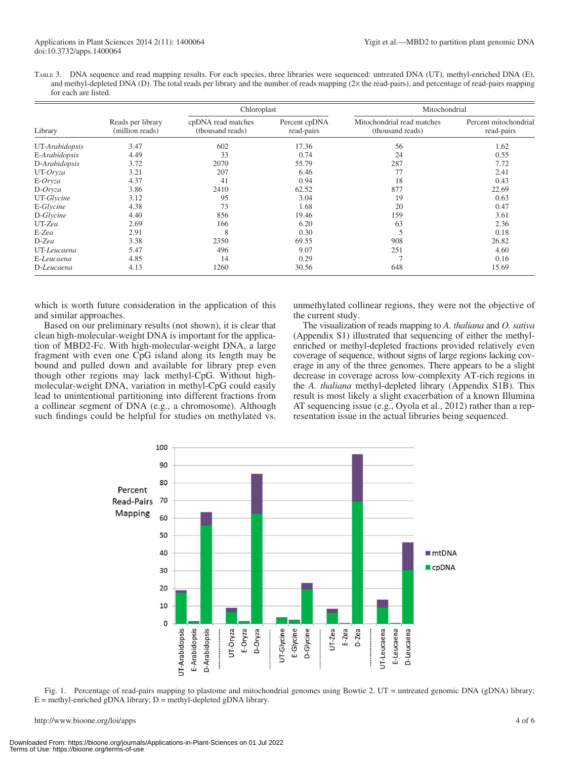TABLE 3. DNA sequence and read mapping results. For each species, three libraries were sequenced: untreated DNA (UT), methyl-enriched DNA (E), and methyl-depleted DNA (D). The total reads per library and the number of reads mapping (2× the read-pairs), and percentage of read-pairs mapping for each are listed.

| Library | Reads per library (million reads) | Chloroplast | | Mitochondrial | |
|---|---|---|---|---|---|
| | | cpDNA read matches (thousand reads) | Percent cpDNA read-pairs | Mitochondrial read matches (thousand reads) | Percent mitochondrial read-pairs |
| UT-*Arabidopsis* | 3.47 | 602 | 17.36 | 56 | 1.62 |
| E-*Arabidopsis* | 4.49 | 33 | 0.74 | 24 | 0.55 |
| D-*Arabidopsis* | 3.72 | 2070 | 55.79 | 287 | 7.72 |
| UT-*Oryza* | 3.21 | 207 | 6.46 | 77 | 2.41 |
| E-*Oryza* | 4.37 | 41 | 0.94 | 18 | 0.43 |
| D-*Oryza* | 3.86 | 2410 | 62.52 | 877 | 22.69 |
| UT-*Glycine* | 3.12 | 95 | 3.04 | 19 | 0.63 |
| E-*Glycine* | 4.38 | 73 | 1.68 | 20 | 0.47 |
| D-*Glycine* | 4.40 | 856 | 19.46 | 159 | 3.61 |
| UT-*Zea* | 2.69 | 166 | 6.20 | 63 | 2.36 |
| E-*Zea* | 2.91 | 8 | 0.30 | 5 | 0.18 |
| D-*Zea* | 3.38 | 2350 | 69.55 | 908 | 26.82 |
| UT-*Leucaena* | 5.47 | 496 | 9.07 | 251 | 4.60 |
| E-*Leucaena* | 4.85 | 14 | 0.29 | 7 | 0.16 |
| D-*Leucaena* | 4.13 | 1260 | 30.56 | 648 | 15.69 |

which is worth future consideration in the application of this and similar approaches.

Based on our preliminary results (not shown), it is clear that clean high-molecular-weight DNA is important for the application of MBD2-Fc. With high-molecular-weight DNA, a large fragment with even one CpG island along its length may be bound and pulled down and available for library prep even though other regions may lack methyl-CpG. Without high-molecular-weight DNA, variation in methyl-CpG could easily lead to unintentional partitioning into different fractions from a collinear segment of DNA (e.g., a chromosome). Although such findings could be helpful for studies on methylated vs. unmethylated collinear regions, they were not the objective of the current study.

The visualization of reads mapping to *A. thaliana* and *O. sativa* (Appendix S1) illustrated that sequencing of either the methyl-enriched or methyl-depleted fractions provided relatively even coverage of sequence, without signs of large regions lacking coverage in any of the three genomes. There appears to be a slight decrease in coverage across low-complexity AT-rich regions in the *A. thaliana* methyl-depleted library (Appendix S1B). This result is most likely a slight exacerbation of a known Illumina AT sequencing issue (e.g., Oyola et al., 2012) rather than a representation issue in the actual libraries being sequenced.

Fig. 1. Percentage of read-pairs mapping to plastome and mitochondrial genomes using Bowtie 2. UT = untreated genomic DNA (gDNA) library; E = methyl-enriched gDNA library; D = methyl-depleted gDNA library.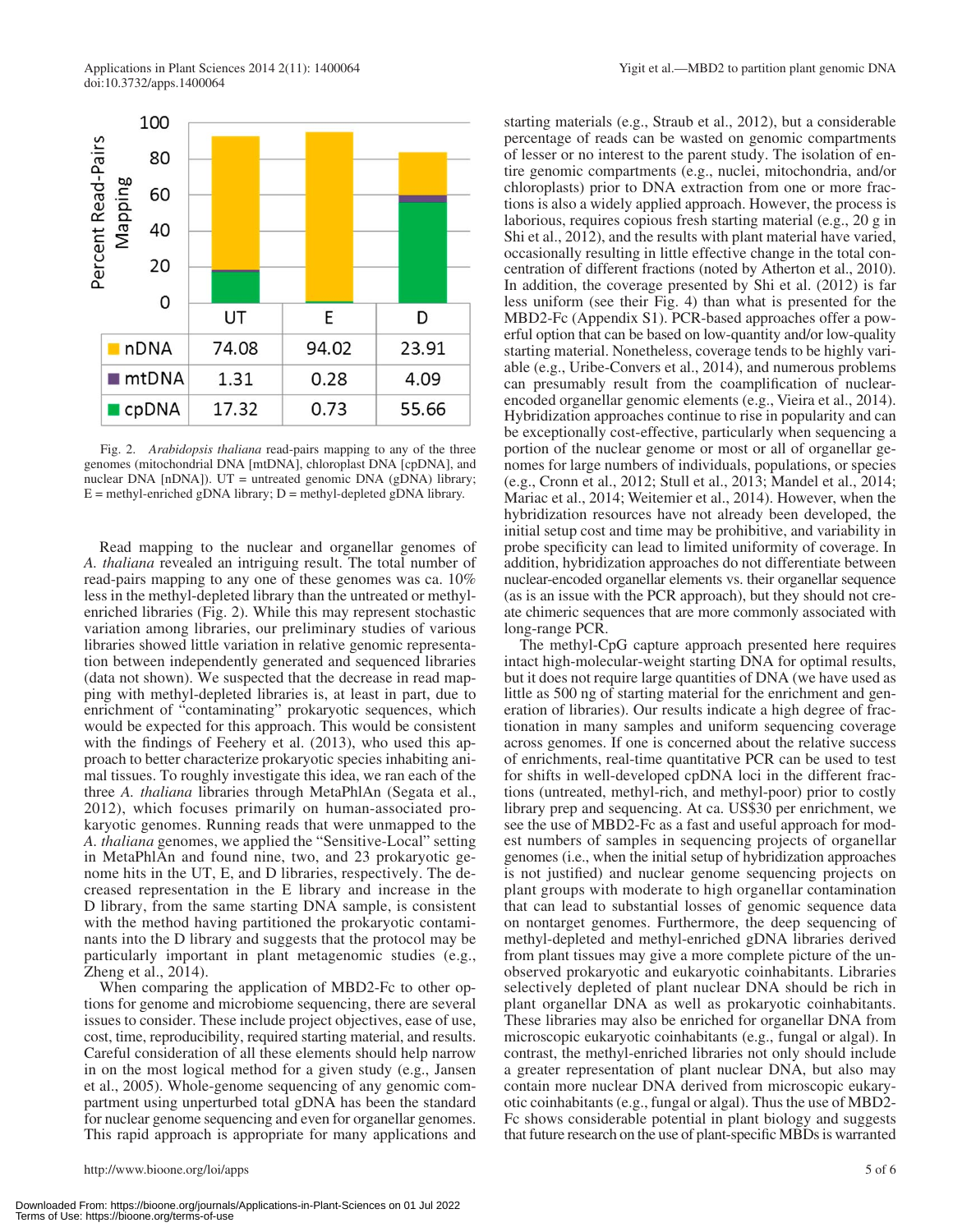Percent Read-Pairs Mapping

100
80
60
40
20
0

| | UT | E | D |
|---|---|---|---|
| nDNA | 74.08 | 94.02 | 23.91 |
| mtDNA | 1.31 | 0.28 | 4.09 |
| cpDNA | 17.32 | 0.73 | 55.66 |

Fig. 2. *Arabidopsis thaliana* read-pairs mapping to any of the three genomes (mitochondrial DNA [mtDNA], chloroplast DNA [cpDNA], and nuclear DNA [nDNA]). UT = untreated genomic DNA (gDNA) library; E = methyl-enriched gDNA library; D = methyl-depleted gDNA library.

Read mapping to the nuclear and organellar genomes of *A. thaliana* revealed an intriguing result. The total number of read-pairs mapping to any one of these genomes was ca. 10% less in the methyl-depleted library than the untreated or methyl-enriched libraries (Fig. 2). While this may represent stochastic variation among libraries, our preliminary studies of various libraries showed little variation in relative genomic representation between independently generated and sequenced libraries (data not shown). We suspected that the decrease in read mapping with methyl-depleted libraries is, at least in part, due to enrichment of "contaminating" prokaryotic sequences, which would be expected for this approach. This would be consistent with the findings of Feehery et al. (2013), who used this approach to better characterize prokaryotic species inhabiting animal tissues. To roughly investigate this idea, we ran each of the three *A. thaliana* libraries through MetaPhlAn (Segata et al., 2012), which focuses primarily on human-associated prokaryotic genomes. Running reads that were unmapped to the *A. thaliana* genomes, we applied the "Sensitive-Local" setting in MetaPhlAn and found nine, two, and 23 prokaryotic genome hits in the UT, E, and D libraries, respectively. The decreased representation in the E library and increase in the D library, from the same starting DNA sample, is consistent with the method having partitioned the prokaryotic contaminants into the D library and suggests that the protocol may be particularly important in plant metagenomic studies (e.g., Zheng et al., 2014).

When comparing the application of MBD2-Fc to other options for genome and microbiome sequencing, there are several issues to consider. These include project objectives, ease of use, cost, time, reproducibility, required starting material, and results. Careful consideration of all these elements should help narrow in on the most logical method for a given study (e.g., Jansen et al., 2005). Whole-genome sequencing of any genomic compartment using unperturbed total gDNA has been the standard for nuclear genome sequencing and even for organellar genomes. This rapid approach is appropriate for many applications and starting materials (e.g., Straub et al., 2012), but a considerable percentage of reads can be wasted on genomic compartments of lesser or no interest to the parent study. The isolation of entire genomic compartments (e.g., nuclei, mitochondria, and/or chloroplasts) prior to DNA extraction from one or more fractions is also a widely applied approach. However, the process is laborious, requires copious fresh starting material (e.g., 20 g in Shi et al., 2012), and the results with plant material have varied, occasionally resulting in little effective change in the total concentration of different fractions (noted by Atherton et al., 2010). In addition, the coverage presented by Shi et al. (2012) is far less uniform (see their Fig. 4) than what is presented for the MBD2-Fc (Appendix S1). PCR-based approaches offer a powerful option that can be based on low-quantity and/or low-quality starting material. Nonetheless, coverage tends to be highly variable (e.g., Uribe-Convers et al., 2014), and numerous problems can presumably result from the coamplification of nuclear-encoded organellar genomic elements (e.g., Vieira et al., 2014). Hybridization approaches continue to rise in popularity and can be exceptionally cost-effective, particularly when sequencing a portion of the nuclear genome or most or all of organellar genomes for large numbers of individuals, populations, or species (e.g., Cronn et al., 2012; Stull et al., 2013; Mandel et al., 2014; Mariac et al., 2014; Weitemier et al., 2014). However, when the hybridization resources have not already been developed, the initial setup cost and time may be prohibitive, and variability in probe specificity can lead to limited uniformity of coverage. In addition, hybridization approaches do not differentiate between nuclear-encoded organellar elements vs. their organellar sequence (as is an issue with the PCR approach), but they should not create chimeric sequences that are more commonly associated with long-range PCR.

The methyl-CpG capture approach presented here requires intact high-molecular-weight starting DNA for optimal results, but it does not require large quantities of DNA (we have used as little as 500 ng of starting material for the enrichment and generation of libraries). Our results indicate a high degree of fractionation in many samples and uniform sequencing coverage across genomes. If one is concerned about the relative success of enrichments, real-time quantitative PCR can be used to test for shifts in well-developed cpDNA loci in the different fractions (untreated, methyl-rich, and methyl-poor) prior to costly library prep and sequencing. At ca. US$30 per enrichment, we see the use of MBD2-Fc as a fast and useful approach for modest numbers of samples in sequencing projects of organellar genomes (i.e., when the initial setup of hybridization approaches is not justified) and nuclear genome sequencing projects on plant groups with moderate to high organellar contamination that can lead to substantial losses of genomic sequence data on nontarget genomes. Furthermore, the deep sequencing of methyl-depleted and methyl-enriched gDNA libraries derived from plant tissues may give a more complete picture of the unobserved prokaryotic and eukaryotic coinhabitants. Libraries selectively depleted of plant nuclear DNA should be rich in plant organellar DNA as well as prokaryotic coinhabitants. These libraries may also be enriched for organellar DNA from microscopic eukaryotic coinhabitants (e.g., fungal or algal). In contrast, the methyl-enriched libraries not only should include a greater representation of plant nuclear DNA, but also may contain more nuclear DNA derived from microscopic eukaryotic coinhabitants (e.g., fungal or algal). Thus the use of MBD2-Fc shows considerable potential in plant biology and suggests that future research on the use of plant-specific MBDs is warranted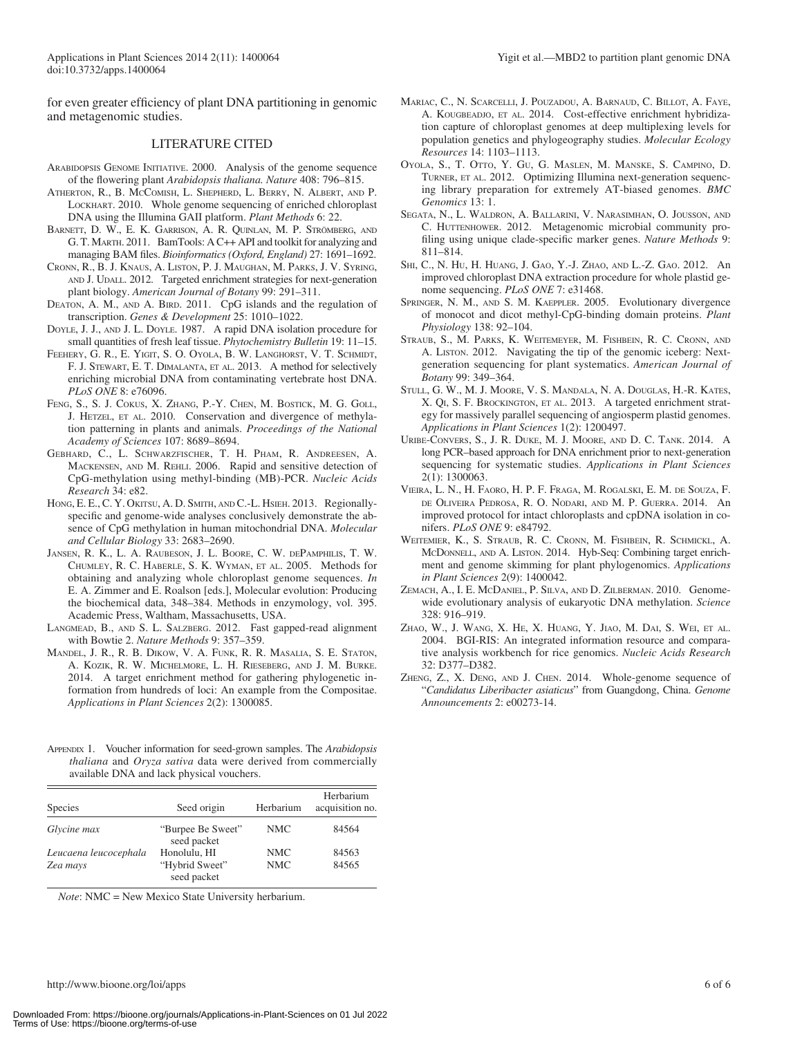for even greater efficiency of plant DNA partitioning in genomic and metagenomic studies.

## LITERATURE CITED

Arabidopsis Genome Initiative. 2000. Analysis of the genome sequence of the flowering plant *Arabidopsis thaliana*. *Nature* 408: 796–815.

Atherton, R., B. McComish, L. Shepherd, L. Berry, N. Albert, and P. Lockhart. 2010. Whole genome sequencing of enriched chloroplast DNA using the Illumina GAII platform. *Plant Methods* 6: 22.

Barnett, D. W., E. K. Garrison, A. R. Quinlan, M. P. Strömberg, and G. T. Marth. 2011. BamTools: A C++ API and toolkit for analyzing and managing BAM files. *Bioinformatics (Oxford, England)* 27: 1691–1692.

Cronn, R., B. J. Knaus, A. Liston, P. J. Maughan, M. Parks, J. V. Syring, and J. Udall. 2012. Targeted enrichment strategies for next-generation plant biology. *American Journal of Botany* 99: 291–311.

Deaton, A. M., and A. Bird. 2011. CpG islands and the regulation of transcription. *Genes & Development* 25: 1010–1022.

Doyle, J. J., and J. L. Doyle. 1987. A rapid DNA isolation procedure for small quantities of fresh leaf tissue. *Phytochemistry Bulletin* 19: 11–15.

Feehery, G. R., E. Yigit, S. O. Oyola, B. W. Langhorst, V. T. Schmidt, F. J. Stewart, E. T. Dimalanta, et al. 2013. A method for selectively enriching microbial DNA from contaminating vertebrate host DNA. *PLoS ONE* 8: e76096.

Feng, S., S. J. Cokus, X. Zhang, P.-Y. Chen, M. Bostick, M. G. Goll, J. Hetzel, et al. 2010. Conservation and divergence of methylation patterning in plants and animals. *Proceedings of the National Academy of Sciences* 107: 8689–8694.

Gebhard, C., L. Schwarzfischer, T. H. Pham, R. Andreesen, A. Mackensen, and M. Rehli. 2006. Rapid and sensitive detection of CpG-methylation using methyl-binding (MB)-PCR. *Nucleic Acids Research* 34: e82.

Hong, E. E., C. Y. Okitsu, A. D. Smith, and C.-L. Hsieh. 2013. Regionally-specific and genome-wide analyses conclusively demonstrate the absence of CpG methylation in human mitochondrial DNA. *Molecular and Cellular Biology* 33: 2683–2690.

Jansen, R. K., L. A. Raubeson, J. L. Boore, C. W. dePamphilis, T. W. Chumley, R. C. Haberle, S. K. Wyman, et al. 2005. Methods for obtaining and analyzing whole chloroplast genome sequences. *In* E. A. Zimmer and E. Roalson [eds.], Molecular evolution: Producing the biochemical data, 348–384. Methods in enzymology, vol. 395. Academic Press, Waltham, Massachusetts, USA.

Langmead, B., and S. L. Salzberg. 2012. Fast gapped-read alignment with Bowtie 2. *Nature Methods* 9: 357–359.

Mandel, J. R., R. B. Dikow, V. A. Funk, R. R. Masalia, S. E. Staton, A. Kozik, R. W. Michelmore, L. H. Rieseberg, and J. M. Burke. 2014. A target enrichment method for gathering phylogenetic information from hundreds of loci: An example from the Compositae. *Applications in Plant Sciences* 2(2): 1300085.

Mariac, C., N. Scarcelli, J. Pouzadou, A. Barnaud, C. Billot, A. Faye, A. Kougbeadjo, et al. 2014. Cost-effective enrichment hybridization capture of chloroplast genomes at deep multiplexing levels for population genetics and phylogeography studies. *Molecular Ecology Resources* 14: 1103–1113.

Oyola, S., T. Otto, Y. Gu, G. Maslen, M. Manske, S. Campino, D. Turner, et al. 2012. Optimizing Illumina next-generation sequencing library preparation for extremely AT-biased genomes. *BMC Genomics* 13: 1.

Segata, N., L. Waldron, A. Ballarini, V. Narasimhan, O. Jousson, and C. Huttenhower. 2012. Metagenomic microbial community profiling using unique clade-specific marker genes. *Nature Methods* 9: 811–814.

Shi, C., N. Hu, H. Huang, J. Gao, Y.-J. Zhao, and L.-Z. Gao. 2012. An improved chloroplast DNA extraction procedure for whole plastid genome sequencing. *PLoS ONE* 7: e31468.

Springer, N. M., and S. M. Kaeppler. 2005. Evolutionary divergence of monocot and dicot methyl-CpG-binding domain proteins. *Plant Physiology* 138: 92–104.

Straub, S., M. Parks, K. Weitemeyer, M. Fishbein, R. C. Cronn, and A. Liston. 2012. Navigating the tip of the genomic iceberg: Next-generation sequencing for plant systematics. *American Journal of Botany* 99: 349–364.

Stull, G. W., M. J. Moore, V. S. Mandala, N. A. Douglas, H.-R. Kates, X. Qi, S. F. Brockington, et al. 2013. A targeted enrichment strategy for massively parallel sequencing of angiosperm plastid genomes. *Applications in Plant Sciences* 1(2): 1200497.

Uribe-Convers, S., J. R. Duke, M. J. Moore, and D. C. Tank. 2014. A long PCR–based approach for DNA enrichment prior to next-generation sequencing for systematic studies. *Applications in Plant Sciences* 2(1): 1300063.

Vieira, L. N., H. Faoro, H. P. F. Fraga, M. Rogalski, E. M. de Souza, F. de Oliveira Pedrosa, R. O. Nodari, and M. P. Guerra. 2014. An improved protocol for intact chloroplasts and cpDNA isolation in conifers. *PLoS ONE* 9: e84792.

Weitemier, K., S. Straub, R. C. Cronn, M. Fishbein, R. Schmickl, A. McDonnell, and A. Liston. 2014. Hyb-Seq: Combining target enrichment and genome skimming for plant phylogenomics. *Applications in Plant Sciences* 2(9): 1400042.

Zemach, A., I. E. McDaniel, P. Silva, and D. Zilberman. 2010. Genome-wide evolutionary analysis of eukaryotic DNA methylation. *Science* 328: 916–919.

Zhao, W., J. Wang, X. He, X. Huang, Y. Jiao, M. Dai, S. Wei, et al. 2004. BGI-RIS: An integrated information resource and comparative analysis workbench for rice genomics. *Nucleic Acids Research* 32: D377–D382.

Zheng, Z., X. Deng, and J. Chen. 2014. Whole-genome sequence of "*Candidatus Liberibacter asiaticus*" from Guangdong, China. *Genome Announcements* 2: e00273-14.

Appendix 1. Voucher information for seed-grown samples. The *Arabidopsis thaliana* and *Oryza sativa* data were derived from commercially available DNA and lack physical vouchers.

| Species | Seed origin | Herbarium | Herbarium acquisition no. |
|---|---|---|---|
| *Glycine max* | "Burpee Be Sweet" seed packet | NMC | 84564 |
| *Leucaena leucocephala* | Honolulu, HI | NMC | 84563 |
| *Zea mays* | "Hybrid Sweet" seed packet | NMC | 84565 |

*Note*: NMC = New Mexico State University herbarium.